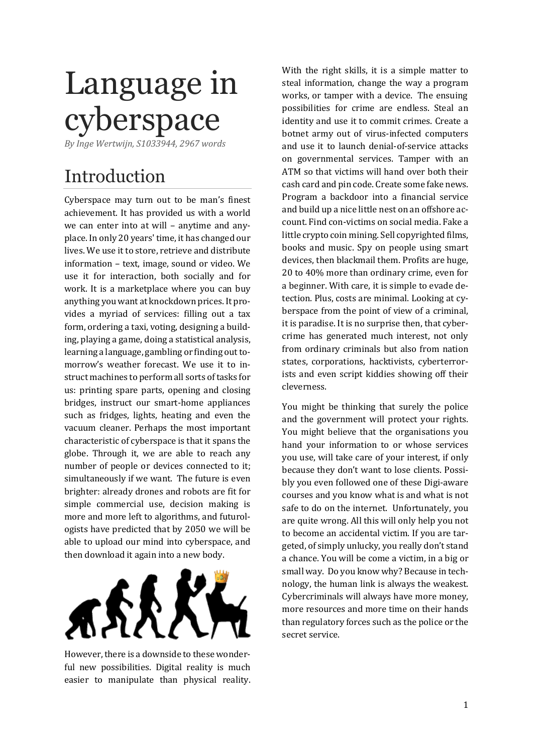# Language in cyberspace

*By Inge Wertwijn, S1033944, 2967 words*

## Introduction

Cyberspace may turn out to be man's finest achievement. It has provided us with a world we can enter into at will – anytime and anyplace. In only 20 years' time, it has changed our lives. We use it to store, retrieve and distribute information – text, image, sound or video. We use it for interaction, both socially and for work. It is a marketplace where you can buy anything you want at knockdown prices. It provides a myriad of services: filling out a tax form, ordering a taxi, voting, designing a building, playing a game, doing a statistical analysis, learning a language, gambling or finding out tomorrow's weather forecast. We use it to instruct machines to perform all sorts of tasks for us: printing spare parts, opening and closing bridges, instruct our smart-home appliances such as fridges, lights, heating and even the vacuum cleaner. Perhaps the most important characteristic of cyberspace is that it spans the globe. Through it, we are able to reach any number of people or devices connected to it; simultaneously if we want. The future is even brighter: already drones and robots are fit for simple commercial use, decision making is more and more left to algorithms, and futurologists have predicted that by 2050 we will be able to upload our mind into cyberspace, and then download it again into a new body.

However, there is a downside to these wonderful new possibilities. Digital reality is much easier to manipulate than physical reality. With the right skills, it is a simple matter to steal information, change the way a program works, or tamper with a device. The ensuing possibilities for crime are endless. Steal an identity and use it to commit crimes. Create a botnet army out of virus-infected computers and use it to launch denial-of-service attacks on governmental services. Tamper with an ATM so that victims will hand over both their cash card and pin code. Create some fake news. Program a backdoor into a financial service and build up a nice little nest on an offshore account. Find con-victims on social media. Fake a little crypto coin mining. Sell copyrighted films, books and music. Spy on people using smart devices, then blackmail them. Profits are huge, 20 to 40% more than ordinary crime, even for a beginner. With care, it is simple to evade detection. Plus, costs are minimal. Looking at cyberspace from the point of view of a criminal, it is paradise. It is no surprise then, that cybercrime has generated much interest, not only from ordinary criminals but also from nation states, corporations, hacktivists, cyberterrorists and even script kiddies showing off their cleverness.

You might be thinking that surely the police and the government will protect your rights. You might believe that the organisations you hand your information to or whose services you use, will take care of your interest, if only because they don't want to lose clients. Possibly you even followed one of these Digi-aware courses and you know what is and what is not safe to do on the internet. Unfortunately, you are quite wrong. All this will only help you not to become an accidental victim. If you are targeted, of simply unlucky, you really don't stand a chance. You will be come a victim, in a big or small way. Do you know why? Because in technology, the human link is always the weakest. Cybercriminals will always have more money, more resources and more time on their hands than regulatory forces such as the police or the secret service.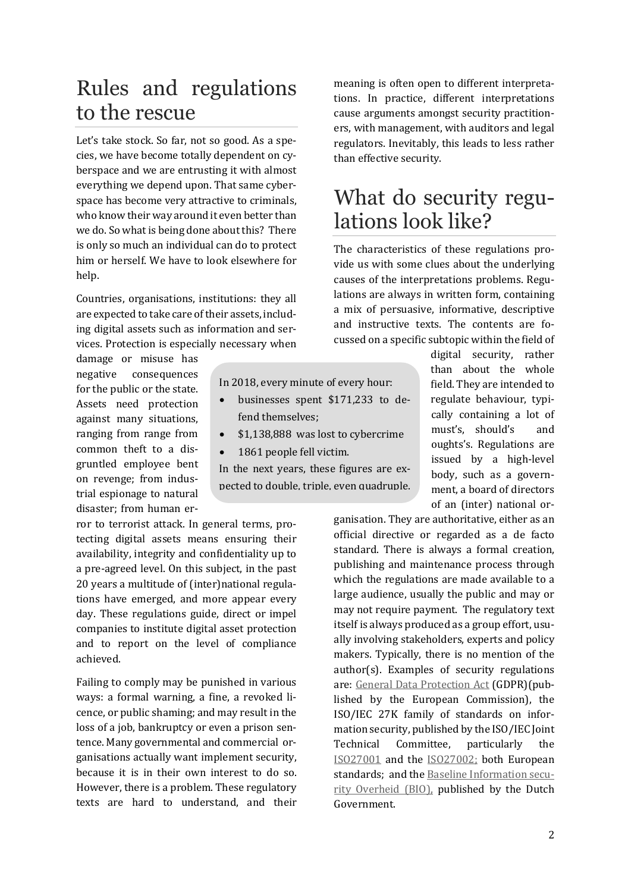# Rules and regulations to the rescue

Let's take stock. So far, not so good. As a species, we have become totally dependent on cyberspace and we are entrusting it with almost everything we depend upon. That same cyberspace has become very attractive to criminals, who know their way around it even better than we do. So what is being done about this? There is only so much an individual can do to protect him or herself. We have to look elsewhere for help.

Countries, organisations, institutions: they all are expected to take care of their assets, including digital assets such as information and services. Protection is especially necessary when damage or misuse has negative consequences for the public or the state. Assets need protection against many situations, ranging from range from common theft to a disgruntled employee bent on revenge; from industrial espionage to natural disaster; from human error to terrorist attack. In general terms, protecting digital assets means ensuring their availability, integrity and confidentiality up to a pre-agreed level. On this subject, in the past 20 years a multitude of (inter)national regulations have emerged, and more appear every day. These regulations guide, direct or impel companies to institute digital asset protection and to report on the level of compliance achieved.

> In 2018, every minute of every hour:
>
> - businesses spent $171,233 to defend themselves;
> - $1,138,888 was lost to cybercrime
> - 1861 people fell victim.
>
> In the next years, these figures are expected to double, triple, even quadruple.

Failing to comply may be punished in various ways: a formal warning, a fine, a revoked licence, or public shaming; and may result in the loss of a job, bankruptcy or even a prison sentence. Many governmental and commercial organisations actually want implement security, because it is in their own interest to do so. However, there is a problem. These regulatory texts are hard to understand, and their meaning is often open to different interpretations. In practice, different interpretations cause arguments amongst security practitioners, with management, with auditors and legal regulators. Inevitably, this leads to less rather than effective security.

# What do security regulations look like?

The characteristics of these regulations provide us with some clues about the underlying causes of the interpretations problems. Regulations are always in written form, containing a mix of persuasive, informative, descriptive and instructive texts. The contents are focussed on a specific subtopic within the field of digital security, rather than about the whole field. They are intended to regulate behaviour, typically containing a lot of must's, should's and oughts's. Regulations are issued by a high-level body, such as a government, a board of directors of an (inter) national organisation. They are authoritative, either as an official directive or regarded as a de facto standard. There is always a formal creation, publishing and maintenance process through which the regulations are made available to a large audience, usually the public and may or may not require payment. The regulatory text itself is always produced as a group effort, usually involving stakeholders, experts and policy makers. Typically, there is no mention of the author(s). Examples of security regulations are: General Data Protection Act (GDPR)(published by the European Commission), the ISO/IEC 27K family of standards on information security, published by the ISO/IEC Joint Technical Committee, particularly the ISO27001 and the ISO27002; both European standards; and the Baseline Information security Overheid (BIO), published by the Dutch Government.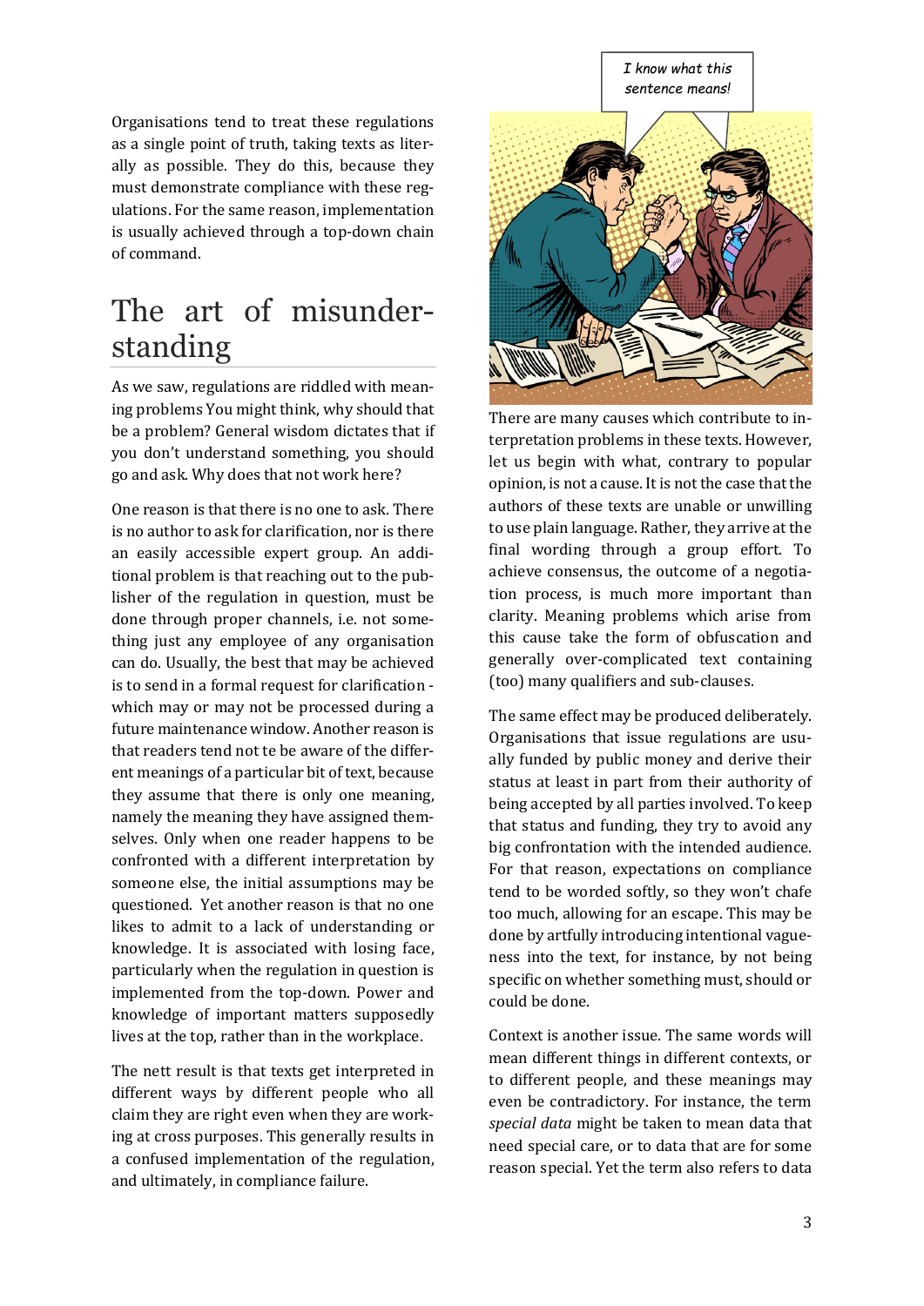Organisations tend to treat these regulations as a single point of truth, taking texts as literally as possible. They do this, because they must demonstrate compliance with these regulations. For the same reason, implementation is usually achieved through a top-down chain of command.

## The art of misunderstanding

As we saw, regulations are riddled with meaning problems You might think, why should that be a problem? General wisdom dictates that if you don't understand something, you should go and ask. Why does that not work here?

One reason is that there is no one to ask. There is no author to ask for clarification, nor is there an easily accessible expert group. An additional problem is that reaching out to the publisher of the regulation in question, must be done through proper channels, i.e. not something just any employee of any organisation can do. Usually, the best that may be achieved is to send in a formal request for clarification - which may or may not be processed during a future maintenance window. Another reason is that readers tend not te be aware of the different meanings of a particular bit of text, because they assume that there is only one meaning, namely the meaning they have assigned themselves. Only when one reader happens to be confronted with a different interpretation by someone else, the initial assumptions may be questioned. Yet another reason is that no one likes to admit to a lack of understanding or knowledge. It is associated with losing face, particularly when the regulation in question is implemented from the top-down. Power and knowledge of important matters supposedly lives at the top, rather than in the workplace.

The nett result is that texts get interpreted in different ways by different people who all claim they are right even when they are working at cross purposes. This generally results in a confused implementation of the regulation, and ultimately, in compliance failure.

There are many causes which contribute to interpretation problems in these texts. However, let us begin with what, contrary to popular opinion, is not a cause. It is not the case that the authors of these texts are unable or unwilling to use plain language. Rather, they arrive at the final wording through a group effort. To achieve consensus, the outcome of a negotiation process, is much more important than clarity. Meaning problems which arise from this cause take the form of obfuscation and generally over-complicated text containing (too) many qualifiers and sub-clauses.

The same effect may be produced deliberately. Organisations that issue regulations are usually funded by public money and derive their status at least in part from their authority of being accepted by all parties involved. To keep that status and funding, they try to avoid any big confrontation with the intended audience. For that reason, expectations on compliance tend to be worded softly, so they won't chafe too much, allowing for an escape. This may be done by artfully introducing intentional vagueness into the text, for instance, by not being specific on whether something must, should or could be done.

Context is another issue. The same words will mean different things in different contexts, or to different people, and these meanings may even be contradictory. For instance, the term *special data* might be taken to mean data that need special care, or to data that are for some reason special. Yet the term also refers to data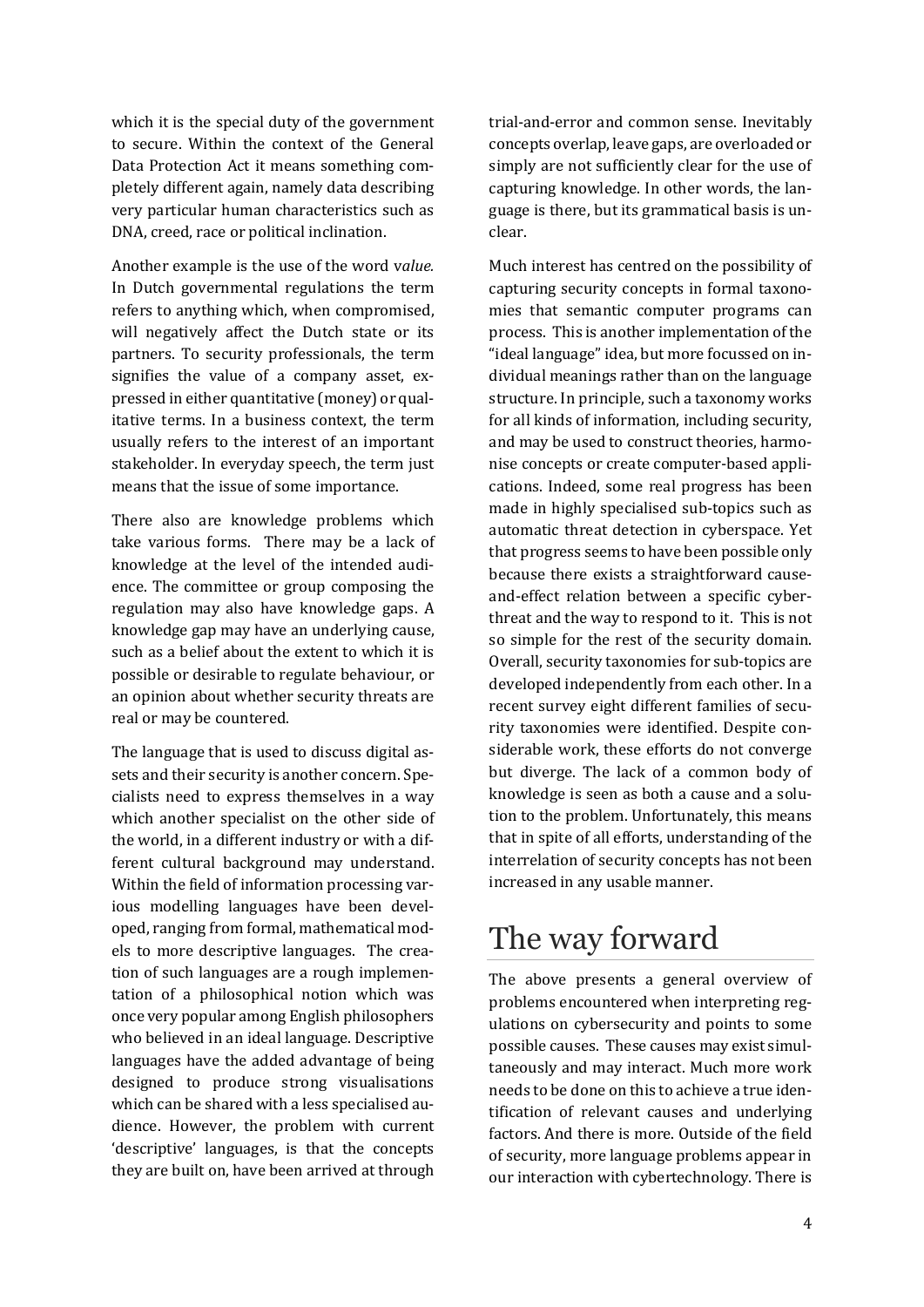which it is the special duty of the government to secure. Within the context of the General Data Protection Act it means something completely different again, namely data describing very particular human characteristics such as DNA, creed, race or political inclination.

Another example is the use of the word v*alue.* In Dutch governmental regulations the term refers to anything which, when compromised, will negatively affect the Dutch state or its partners. To security professionals, the term signifies the value of a company asset, expressed in either quantitative (money) or qualitative terms. In a business context, the term usually refers to the interest of an important stakeholder. In everyday speech, the term just means that the issue of some importance.

There also are knowledge problems which take various forms. There may be a lack of knowledge at the level of the intended audience. The committee or group composing the regulation may also have knowledge gaps. A knowledge gap may have an underlying cause, such as a belief about the extent to which it is possible or desirable to regulate behaviour, or an opinion about whether security threats are real or may be countered.

The language that is used to discuss digital assets and their security is another concern. Specialists need to express themselves in a way which another specialist on the other side of the world, in a different industry or with a different cultural background may understand. Within the field of information processing various modelling languages have been developed, ranging from formal, mathematical models to more descriptive languages. The creation of such languages are a rough implementation of a philosophical notion which was once very popular among English philosophers who believed in an ideal language. Descriptive languages have the added advantage of being designed to produce strong visualisations which can be shared with a less specialised audience. However, the problem with current 'descriptive' languages, is that the concepts they are built on, have been arrived at through trial-and-error and common sense. Inevitably concepts overlap, leave gaps, are overloaded or simply are not sufficiently clear for the use of capturing knowledge. In other words, the language is there, but its grammatical basis is unclear.

Much interest has centred on the possibility of capturing security concepts in formal taxonomies that semantic computer programs can process. This is another implementation of the "ideal language" idea, but more focussed on individual meanings rather than on the language structure. In principle, such a taxonomy works for all kinds of information, including security, and may be used to construct theories, harmonise concepts or create computer-based applications. Indeed, some real progress has been made in highly specialised sub-topics such as automatic threat detection in cyberspace. Yet that progress seems to have been possible only because there exists a straightforward cause-and-effect relation between a specific cyberthreat and the way to respond to it. This is not so simple for the rest of the security domain. Overall, security taxonomies for sub-topics are developed independently from each other. In a recent survey eight different families of security taxonomies were identified. Despite considerable work, these efforts do not converge but diverge. The lack of a common body of knowledge is seen as both a cause and a solution to the problem. Unfortunately, this means that in spite of all efforts, understanding of the interrelation of security concepts has not been increased in any usable manner.

# The way forward

The above presents a general overview of problems encountered when interpreting regulations on cybersecurity and points to some possible causes. These causes may exist simultaneously and may interact. Much more work needs to be done on this to achieve a true identification of relevant causes and underlying factors. And there is more. Outside of the field of security, more language problems appear in our interaction with cybertechnology. There is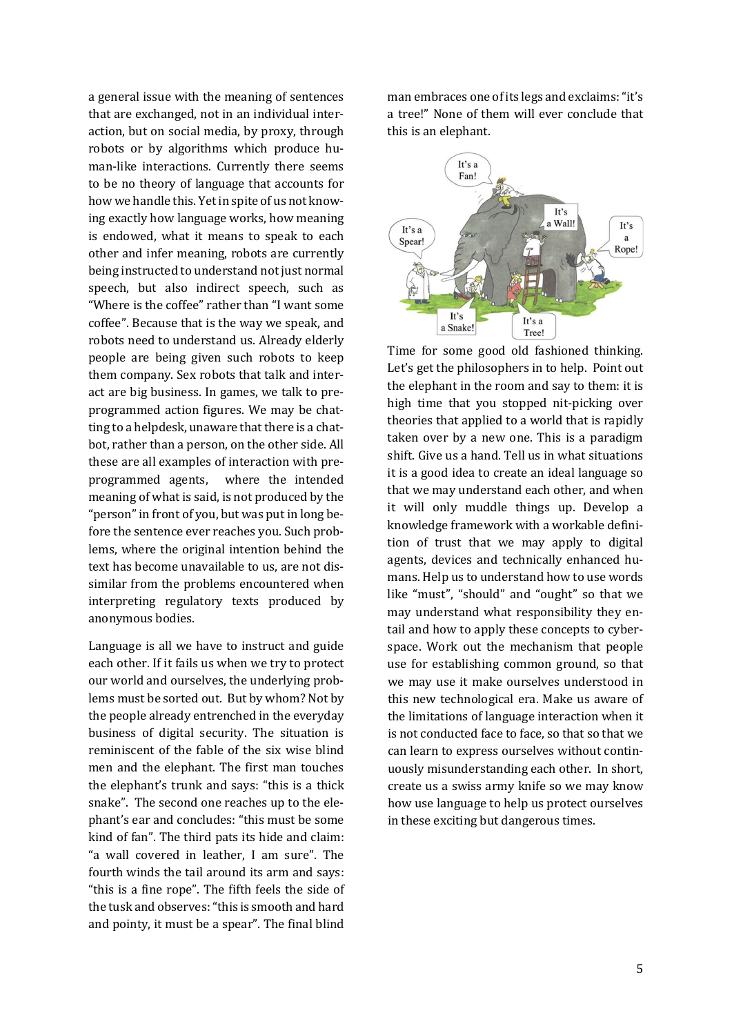a general issue with the meaning of sentences that are exchanged, not in an individual interaction, but on social media, by proxy, through robots or by algorithms which produce human-like interactions. Currently there seems to be no theory of language that accounts for how we handle this. Yet in spite of us not knowing exactly how language works, how meaning is endowed, what it means to speak to each other and infer meaning, robots are currently being instructed to understand not just normal speech, but also indirect speech, such as "Where is the coffee" rather than "I want some coffee". Because that is the way we speak, and robots need to understand us. Already elderly people are being given such robots to keep them company. Sex robots that talk and interact are big business. In games, we talk to preprogrammed action figures. We may be chatting to a helpdesk, unaware that there is a chatbot, rather than a person, on the other side. All these are all examples of interaction with preprogrammed agents, where the intended meaning of what is said, is not produced by the "person" in front of you, but was put in long before the sentence ever reaches you. Such problems, where the original intention behind the text has become unavailable to us, are not dissimilar from the problems encountered when interpreting regulatory texts produced by anonymous bodies.

Language is all we have to instruct and guide each other. If it fails us when we try to protect our world and ourselves, the underlying problems must be sorted out. But by whom? Not by the people already entrenched in the everyday business of digital security. The situation is reminiscent of the fable of the six wise blind men and the elephant. The first man touches the elephant's trunk and says: "this is a thick snake". The second one reaches up to the elephant's ear and concludes: "this must be some kind of fan". The third pats its hide and claim: "a wall covered in leather, I am sure". The fourth winds the tail around its arm and says: "this is a fine rope". The fifth feels the side of the tusk and observes: "this is smooth and hard and pointy, it must be a spear". The final blind man embraces one of its legs and exclaims: "it's a tree!" None of them will ever conclude that this is an elephant.

It's a Fan!
It's a Wall!
It's a Spear!
It's a Rope!
It's a Snake!
It's a Tree!

Time for some good old fashioned thinking. Let's get the philosophers in to help. Point out the elephant in the room and say to them: it is high time that you stopped nit-picking over theories that applied to a world that is rapidly taken over by a new one. This is a paradigm shift. Give us a hand. Tell us in what situations it is a good idea to create an ideal language so that we may understand each other, and when it will only muddle things up. Develop a knowledge framework with a workable definition of trust that we may apply to digital agents, devices and technically enhanced humans. Help us to understand how to use words like "must", "should" and "ought" so that we may understand what responsibility they entail and how to apply these concepts to cyberspace. Work out the mechanism that people use for establishing common ground, so that we may use it make ourselves understood in this new technological era. Make us aware of the limitations of language interaction when it is not conducted face to face, so that so that we can learn to express ourselves without continuously misunderstanding each other. In short, create us a swiss army knife so we may know how use language to help us protect ourselves in these exciting but dangerous times.